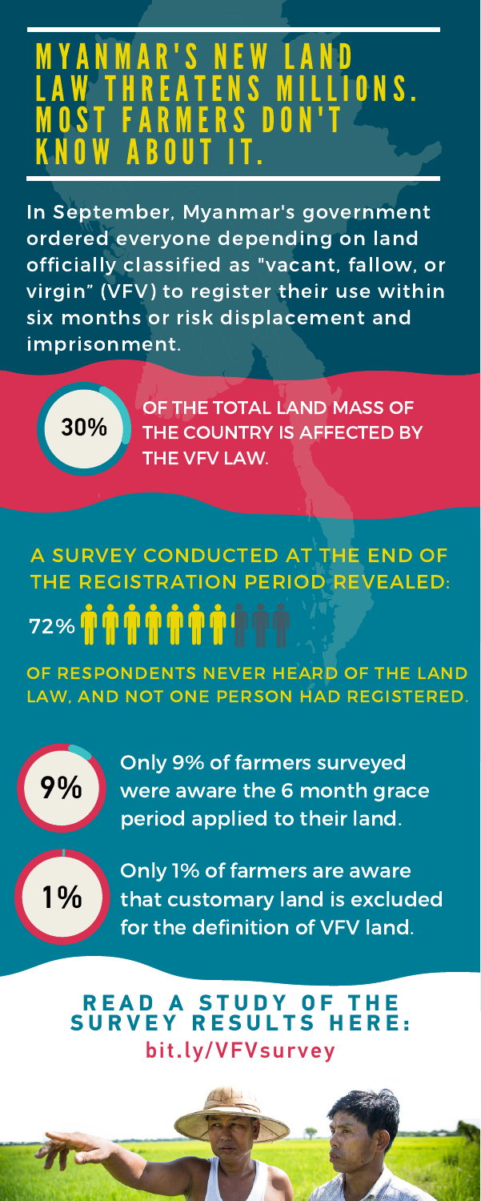# MYANMAR'S NEW LAND LAW THREATENS MILLIONS. MOST FARMERS DON'T KNOW ABOUT IT.

In September, Myanmar's government ordered everyone depending on land officially classified as "vacant, fallow, or virgin" (VFV) to register their use within six months or risk displacement and imprisonment.

**30%** OF THE TOTAL LAND MASS OF THE COUNTRY IS AFFECTED BY THE VFV LAW.

## A SURVEY CONDUCTED AT THE END OF THE REGISTRATION PERIOD REVEALED:

**72%** OF RESPONDENTS NEVER HEARD OF THE LAND LAW, AND NOT ONE PERSON HAD REGISTERED.

**9%** Only 9% of farmers surveyed were aware the 6 month grace period applied to their land.

**1%** Only 1% of farmers are aware that customary land is excluded for the definition of VFV land.

## READ A STUDY OF THE SURVEY RESULTS HERE:

**bit.ly/VFVsurvey**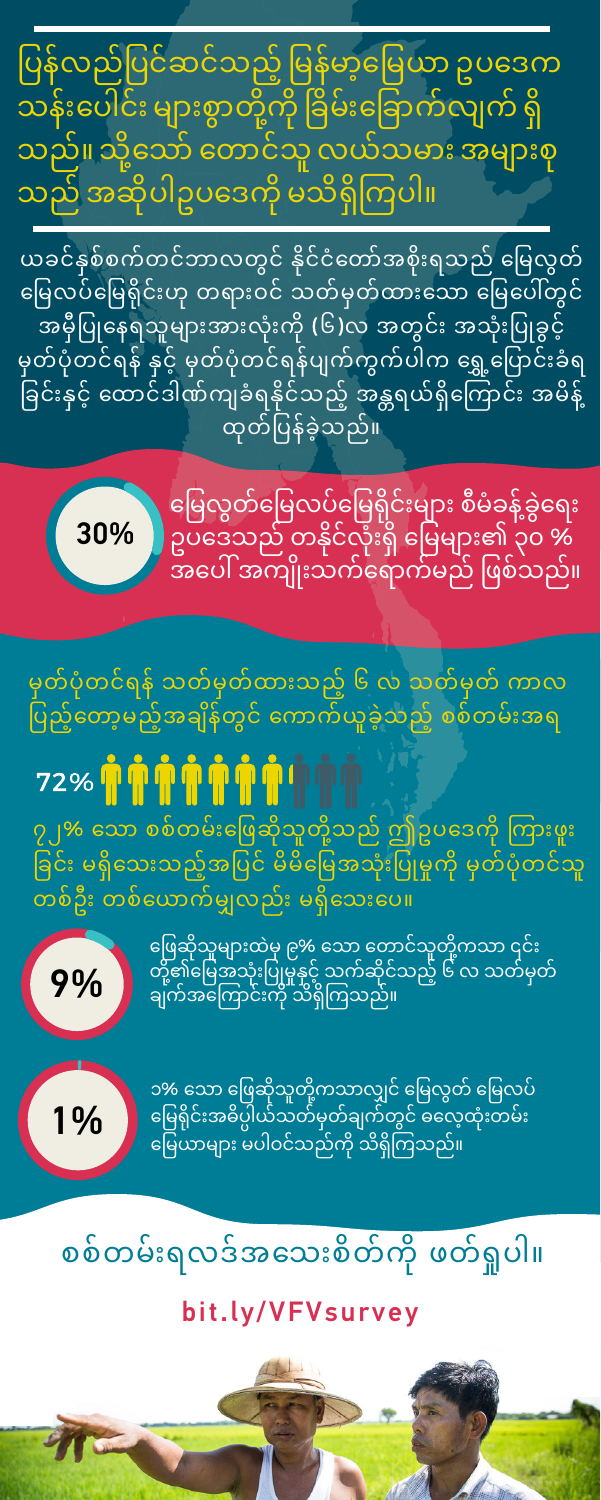# ပြန်လည်ပြင်ဆင်သည့် မြန်မာ့မြေယာ ဥပဒေက သန်းပေါင်း များစွာတို့ကို ခြိမ်းခြောက်လျက် ရှိသည်။ သို့သော် တောင်သူ လယ်သမား အများစုသည် အဆိုပါဥပဒေကို မသိရှိကြပါ။

ယခင်နှစ်စက်တင်ဘာလတွင် နိုင်ငံတော်အစိုးရသည် မြေလွတ်မြေလပ်မြေရိုင်းဟု တရားဝင် သတ်မှတ်ထားသော မြေပေါ်တွင် အမှီပြုနေရသူများအားလုံးကို (၆)လ အတွင်း အသုံးပြုခွင့် မှတ်ပုံတင်ရန် နှင့် မှတ်ပုံတင်ရန်ပျက်ကွက်ပါက ရွှေ့ပြောင်းခံရခြင်းနှင့် ထောင်ဒါဏ်ကျခံရနိုင်သည့် အန္တရယ်ရှိကြောင်း အမိန့်ထုတ်ပြန်ခဲ့သည်။

**30%**

မြေလွတ်မြေလပ်မြေရိုင်းများ စီမံခန့်ခွဲရေးဥပဒေသည် တနိုင်လုံးရှိ မြေများ၏ ၃၀ % အပေါ် အကျိုးသက်ရောက်မည် ဖြစ်သည်။

မှတ်ပုံတင်ရန် သတ်မှတ်ထားသည့် ၆ လ သတ်မှတ် ကာလ ပြည့်တော့မည့်အချိန်တွင် ကောက်ယူခဲ့သည့် စစ်တမ်းအရ

**72%**

၇၂% သော စစ်တမ်းဖြေဆိုသူတို့သည် ဤဥပဒေကို ကြားဖူးခြင်း မရှိသေးသည့်အပြင် မိမိမြေအသုံးပြုမှုကို မှတ်ပုံတင်သူ တစ်ဦး တစ်ယောက်မျှလည်း မရှိသေးပေ။

**9%**

ဖြေဆိုသူများထဲမှ ၉% သော တောင်သူတို့ကသာ ၎င်းတို့၏မြေအသုံးပြုမှုနှင့် သက်ဆိုင်သည့် ၆ လ သတ်မှတ်ချက်အကြောင်းကို သိရှိကြသည်။

**1%**

၁% သော ဖြေဆိုသူတို့ကသာလျှင် မြေလွတ် မြေလပ်မြေရိုင်းအဓိပ္ပါယ်သတ်မှတ်ချက်တွင် ဓလေ့ထုံးတမ်းမြေယာများ မပါဝင်သည်ကို သိရှိကြသည်။

## စစ်တမ်းရလဒ်အသေးစိတ်ကို ဖတ်ရှုပါ။

**bit.ly/VFVsurvey**